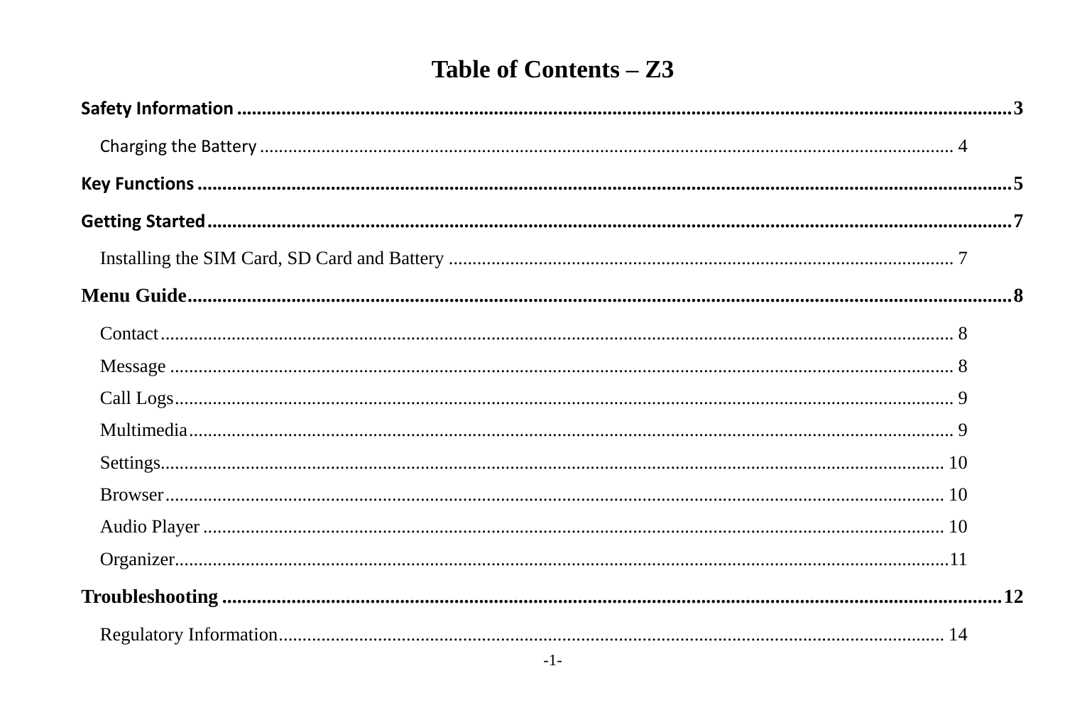# Table of Contents – Z3

**Safety Information** .......... 3

Charging the Battery .......... 4

**Key Functions** .......... 5

**Getting Started** .......... 7

Installing the SIM Card, SD Card and Battery .......... 7

**Menu Guide** .......... 8

Contact .......... 8

Message .......... 8

Call Logs .......... 9

Multimedia .......... 9

Settings .......... 10

Browser .......... 10

Audio Player .......... 10

Organizer .......... 11

**Troubleshooting** .......... 12

Regulatory Information .......... 14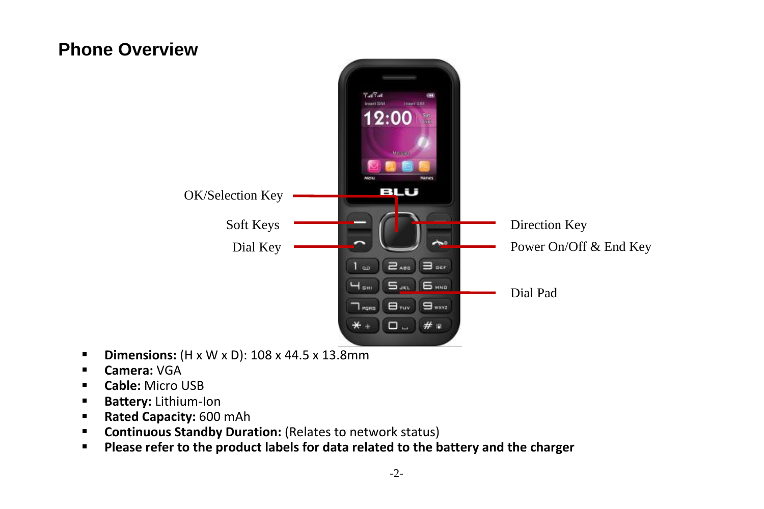## Phone Overview

OK/Selection Key

Soft Keys

Dial Key

Direction Key

Power On/Off & End Key

Dial Pad

- **Dimensions:** (H x W x D): 108 x 44.5 x 13.8mm
- **Camera:** VGA
- **Cable:** Micro USB
- **Battery:** Lithium-Ion
- **Rated Capacity:** 600 mAh
- **Continuous Standby Duration:** (Relates to network status)
- **Please refer to the product labels for data related to the battery and the charger**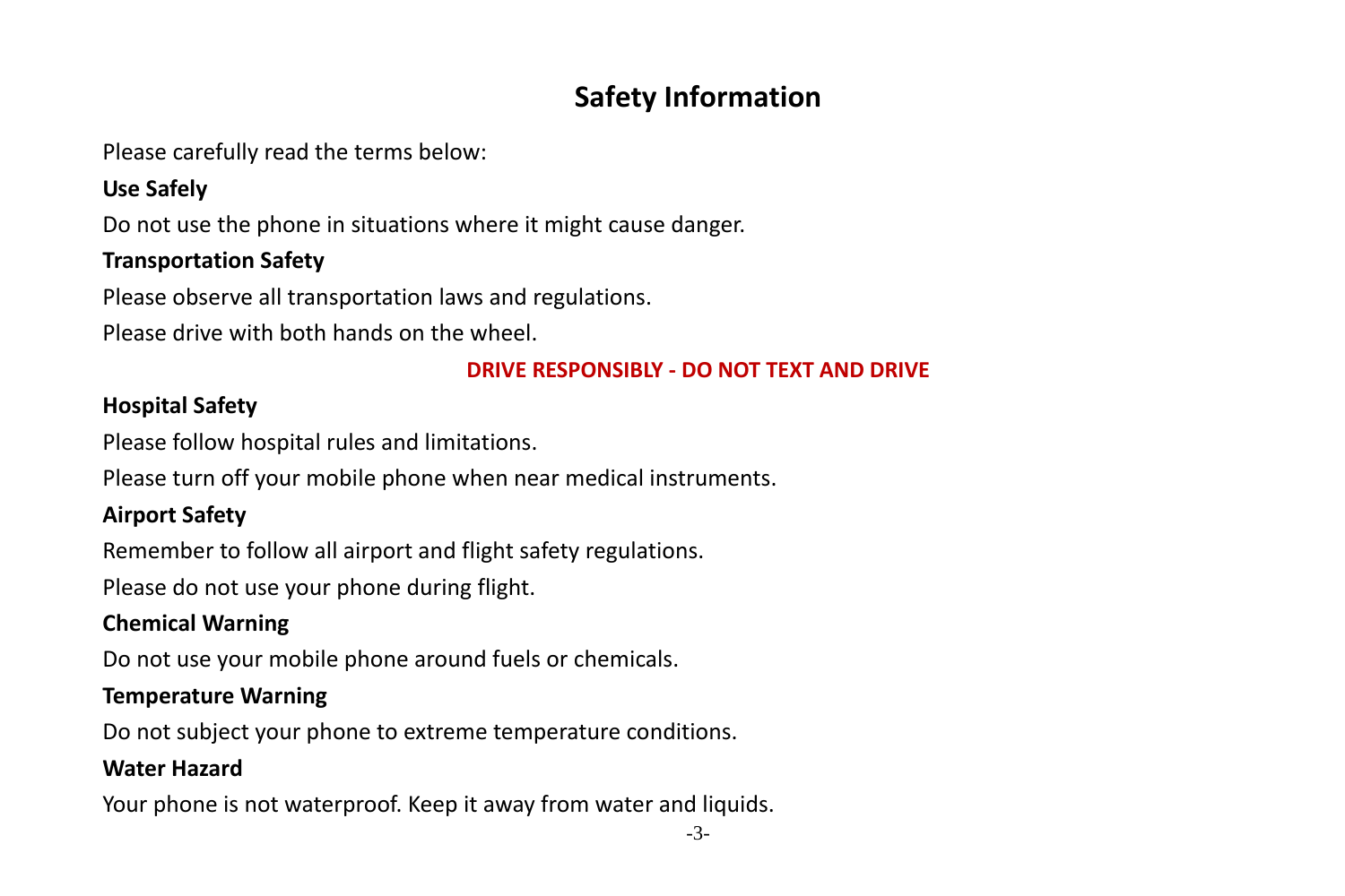# Safety Information

Please carefully read the terms below:

**Use Safely**

Do not use the phone in situations where it might cause danger.

**Transportation Safety**

Please observe all transportation laws and regulations.

Please drive with both hands on the wheel.

**DRIVE RESPONSIBLY - DO NOT TEXT AND DRIVE**

**Hospital Safety**

Please follow hospital rules and limitations.

Please turn off your mobile phone when near medical instruments.

**Airport Safety**

Remember to follow all airport and flight safety regulations.

Please do not use your phone during flight.

**Chemical Warning**

Do not use your mobile phone around fuels or chemicals.

**Temperature Warning**

Do not subject your phone to extreme temperature conditions.

**Water Hazard**

Your phone is not waterproof. Keep it away from water and liquids.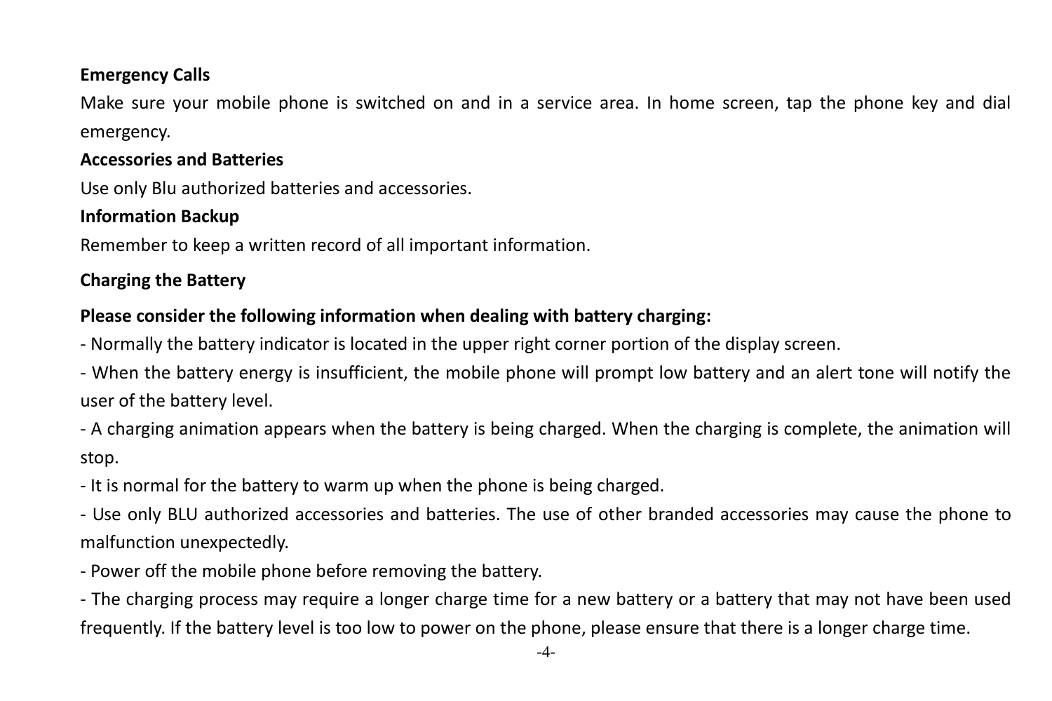**Emergency Calls**

Make sure your mobile phone is switched on and in a service area. In home screen, tap the phone key and dial emergency.

**Accessories and Batteries**

Use only Blu authorized batteries and accessories.

**Information Backup**

Remember to keep a written record of all important information.

**Charging the Battery**

**Please consider the following information when dealing with battery charging:**

- Normally the battery indicator is located in the upper right corner portion of the display screen.
- When the battery energy is insufficient, the mobile phone will prompt low battery and an alert tone will notify the user of the battery level.
- A charging animation appears when the battery is being charged. When the charging is complete, the animation will stop.
- It is normal for the battery to warm up when the phone is being charged.
- Use only BLU authorized accessories and batteries. The use of other branded accessories may cause the phone to malfunction unexpectedly.
- Power off the mobile phone before removing the battery.
- The charging process may require a longer charge time for a new battery or a battery that may not have been used frequently. If the battery level is too low to power on the phone, please ensure that there is a longer charge time.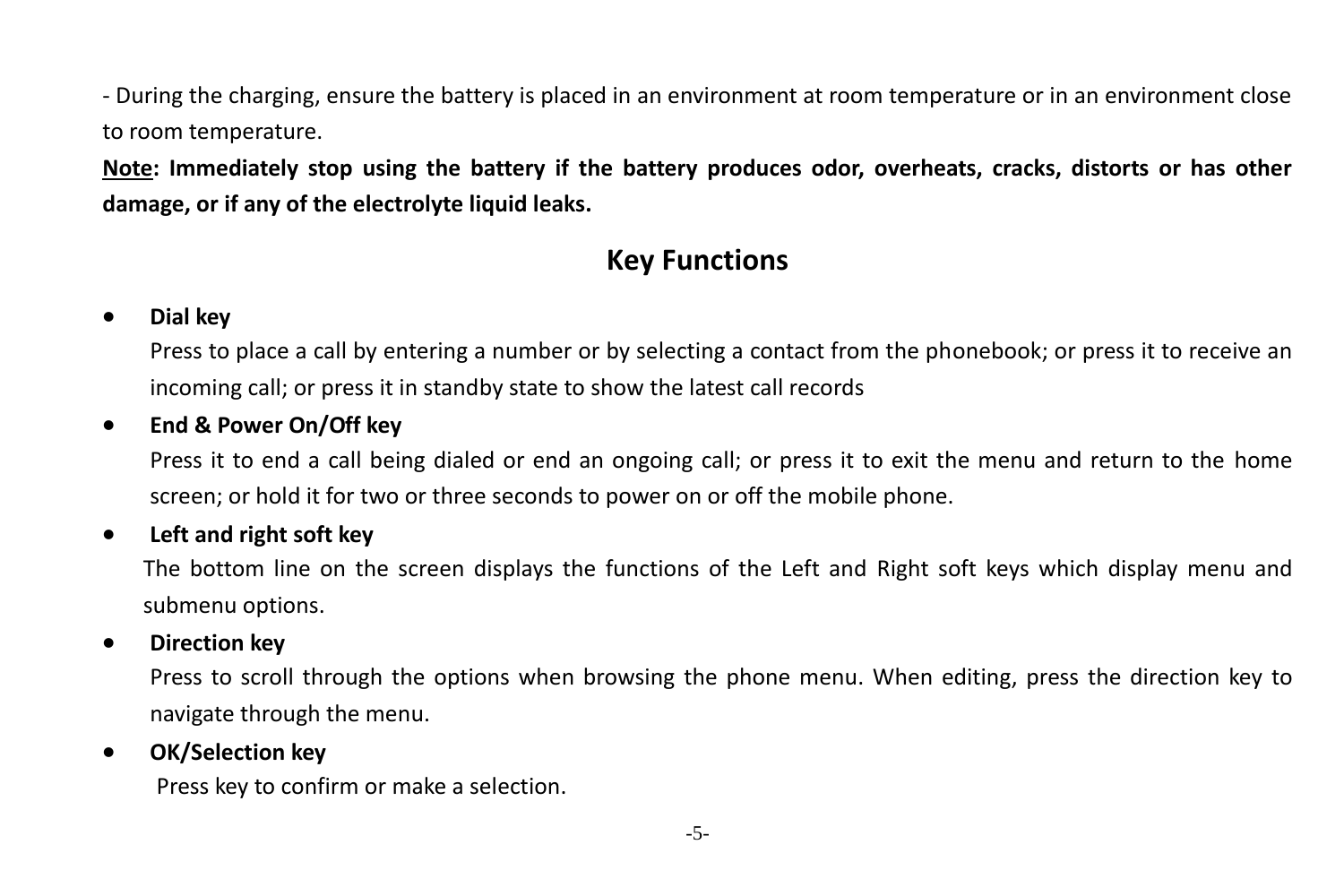- During the charging, ensure the battery is placed in an environment at room temperature or in an environment close to room temperature.

**<u>Note</u>: Immediately stop using the battery if the battery produces odor, overheats, cracks, distorts or has other damage, or if any of the electrolyte liquid leaks.**

## Key Functions

- **Dial key**

  Press to place a call by entering a number or by selecting a contact from the phonebook; or press it to receive an incoming call; or press it in standby state to show the latest call records

- **End & Power On/Off key**

  Press it to end a call being dialed or end an ongoing call; or press it to exit the menu and return to the home screen; or hold it for two or three seconds to power on or off the mobile phone.

- **Left and right soft key**

  The bottom line on the screen displays the functions of the Left and Right soft keys which display menu and submenu options.

- **Direction key**

  Press to scroll through the options when browsing the phone menu. When editing, press the direction key to navigate through the menu.

- **OK/Selection key**

  Press key to confirm or make a selection.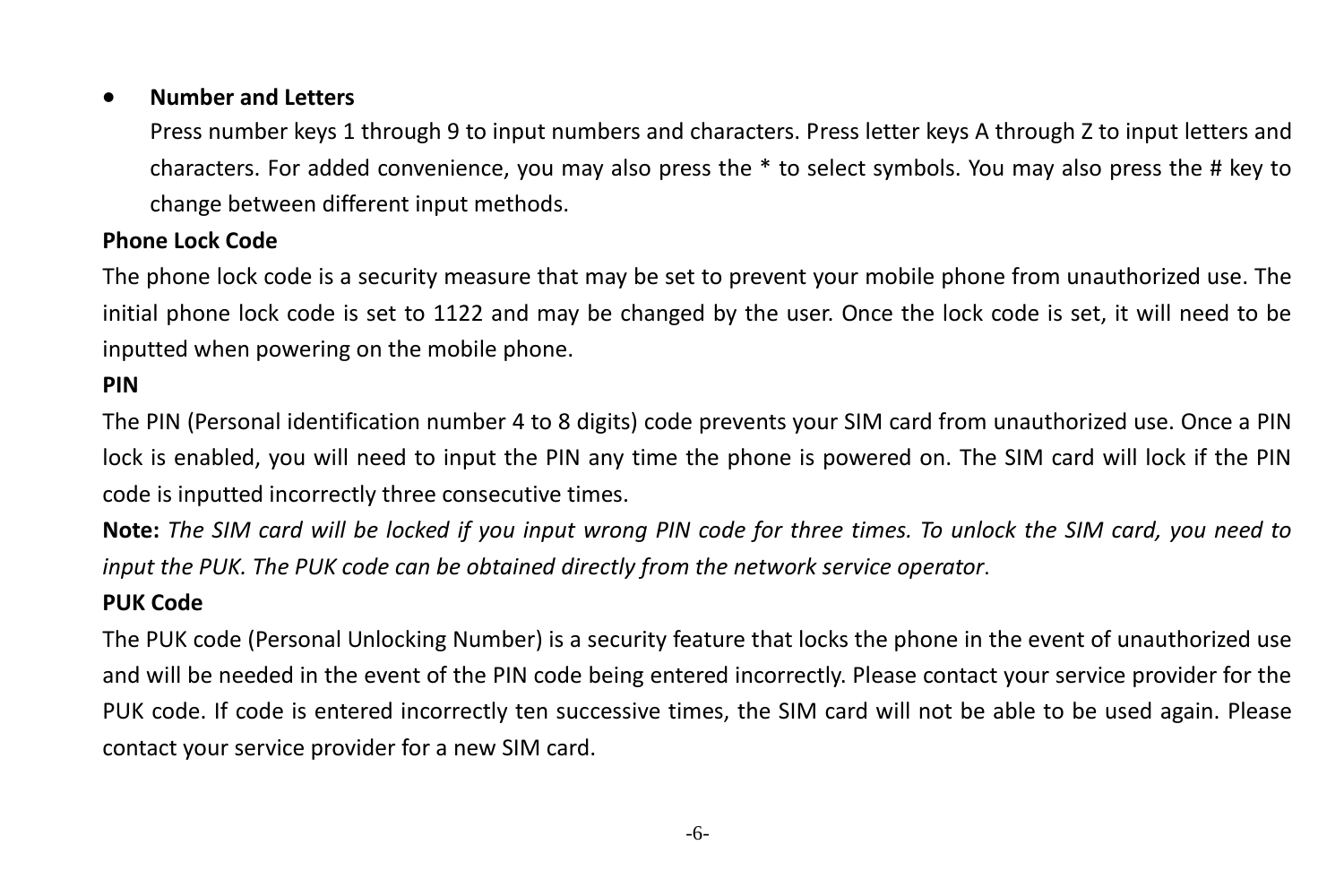- **Number and Letters**

  Press number keys 1 through 9 to input numbers and characters. Press letter keys A through Z to input letters and characters. For added convenience, you may also press the * to select symbols. You may also press the # key to change between different input methods.

**Phone Lock Code**

The phone lock code is a security measure that may be set to prevent your mobile phone from unauthorized use. The initial phone lock code is set to 1122 and may be changed by the user. Once the lock code is set, it will need to be inputted when powering on the mobile phone.

**PIN**

The PIN (Personal identification number 4 to 8 digits) code prevents your SIM card from unauthorized use. Once a PIN lock is enabled, you will need to input the PIN any time the phone is powered on. The SIM card will lock if the PIN code is inputted incorrectly three consecutive times.

**Note:** *The SIM card will be locked if you input wrong PIN code for three times. To unlock the SIM card, you need to input the PUK. The PUK code can be obtained directly from the network service operator*.

**PUK Code**

The PUK code (Personal Unlocking Number) is a security feature that locks the phone in the event of unauthorized use and will be needed in the event of the PIN code being entered incorrectly. Please contact your service provider for the PUK code. If code is entered incorrectly ten successive times, the SIM card will not be able to be used again. Please contact your service provider for a new SIM card.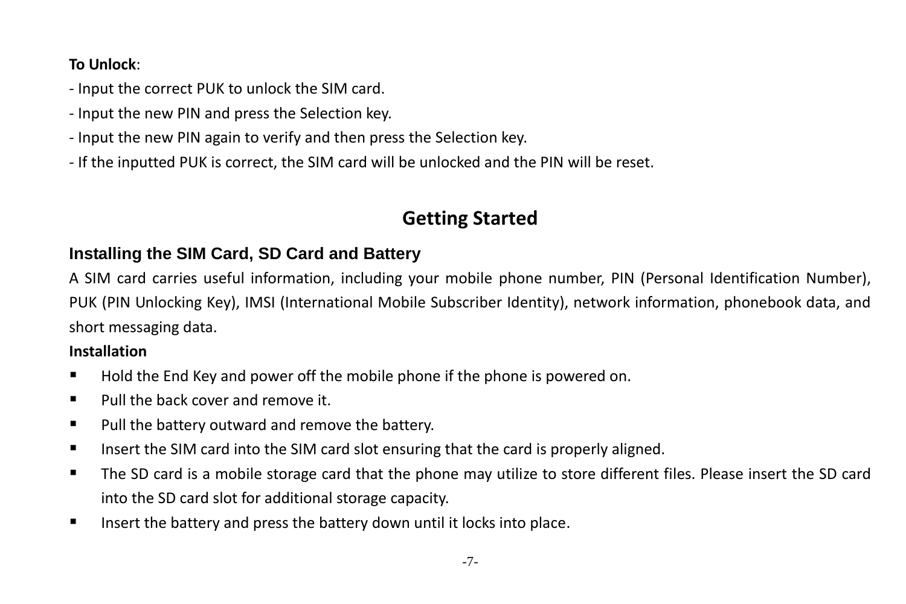**To Unlock**:

- Input the correct PUK to unlock the SIM card.
- Input the new PIN and press the Selection key.
- Input the new PIN again to verify and then press the Selection key.
- If the inputted PUK is correct, the SIM card will be unlocked and the PIN will be reset.

# Getting Started

## Installing the SIM Card, SD Card and Battery

A SIM card carries useful information, including your mobile phone number, PIN (Personal Identification Number), PUK (PIN Unlocking Key), IMSI (International Mobile Subscriber Identity), network information, phonebook data, and short messaging data.

**Installation**

- Hold the End Key and power off the mobile phone if the phone is powered on.
- Pull the back cover and remove it.
- Pull the battery outward and remove the battery.
- Insert the SIM card into the SIM card slot ensuring that the card is properly aligned.
- The SD card is a mobile storage card that the phone may utilize to store different files. Please insert the SD card into the SD card slot for additional storage capacity.
- Insert the battery and press the battery down until it locks into place.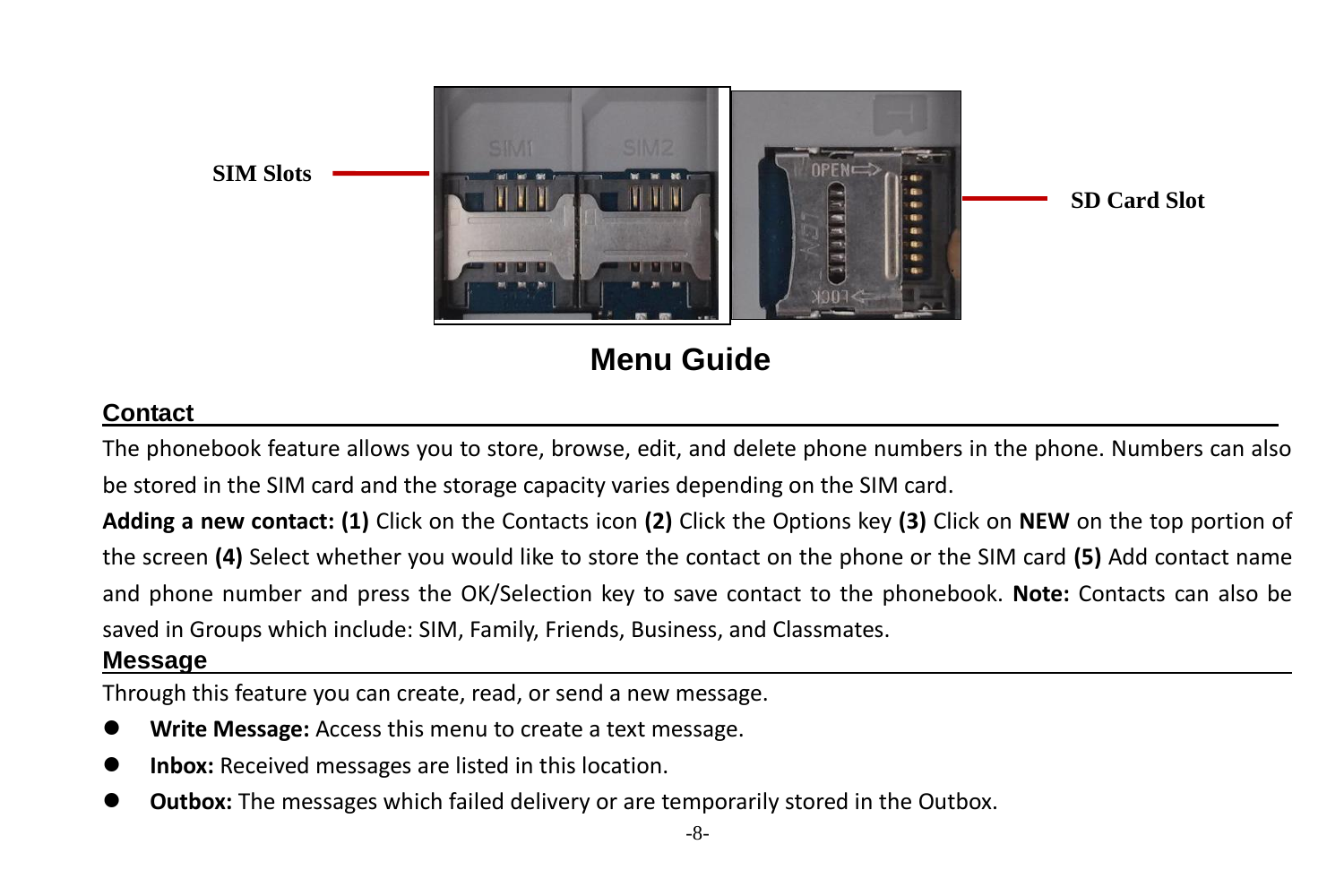SIM Slots

SD Card Slot

# Menu Guide

## Contact

The phonebook feature allows you to store, browse, edit, and delete phone numbers in the phone. Numbers can also be stored in the SIM card and the storage capacity varies depending on the SIM card.

**Adding a new contact: (1)** Click on the Contacts icon **(2)** Click the Options key **(3)** Click on **NEW** on the top portion of the screen **(4)** Select whether you would like to store the contact on the phone or the SIM card **(5)** Add contact name and phone number and press the OK/Selection key to save contact to the phonebook. **Note:** Contacts can also be saved in Groups which include: SIM, Family, Friends, Business, and Classmates.

## Message

Through this feature you can create, read, or send a new message.

- **Write Message:** Access this menu to create a text message.
- **Inbox:** Received messages are listed in this location.
- **Outbox:** The messages which failed delivery or are temporarily stored in the Outbox.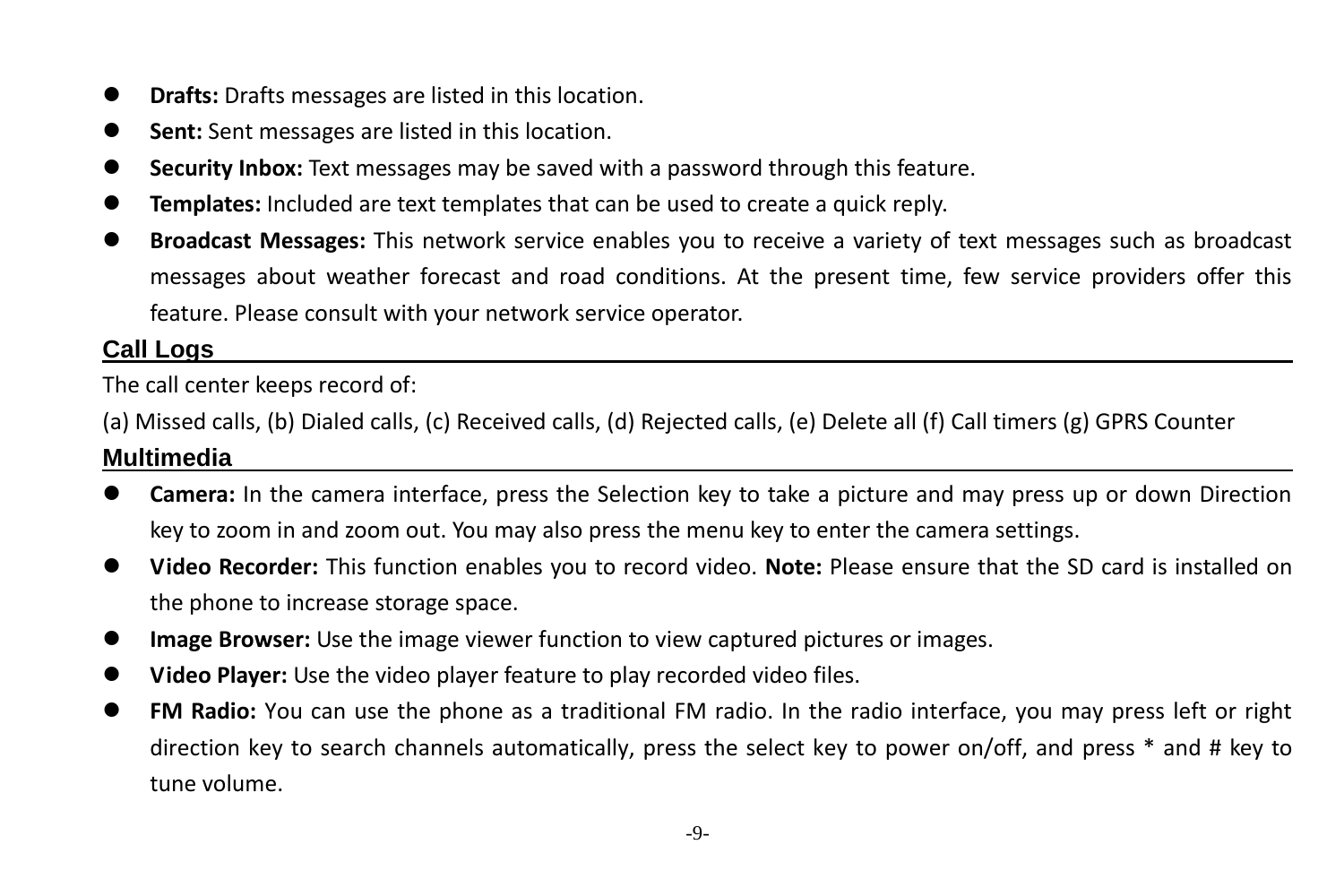- **Drafts:** Drafts messages are listed in this location.
- **Sent:** Sent messages are listed in this location.
- **Security Inbox:** Text messages may be saved with a password through this feature.
- **Templates:** Included are text templates that can be used to create a quick reply.
- **Broadcast Messages:** This network service enables you to receive a variety of text messages such as broadcast messages about weather forecast and road conditions. At the present time, few service providers offer this feature. Please consult with your network service operator.

## Call Logs

The call center keeps record of:

(a) Missed calls, (b) Dialed calls, (c) Received calls, (d) Rejected calls, (e) Delete all (f) Call timers (g) GPRS Counter

## Multimedia

- **Camera:** In the camera interface, press the Selection key to take a picture and may press up or down Direction key to zoom in and zoom out. You may also press the menu key to enter the camera settings.
- **Video Recorder:** This function enables you to record video. **Note:** Please ensure that the SD card is installed on the phone to increase storage space.
- **Image Browser:** Use the image viewer function to view captured pictures or images.
- **Video Player:** Use the video player feature to play recorded video files.
- **FM Radio:** You can use the phone as a traditional FM radio. In the radio interface, you may press left or right direction key to search channels automatically, press the select key to power on/off, and press * and # key to tune volume.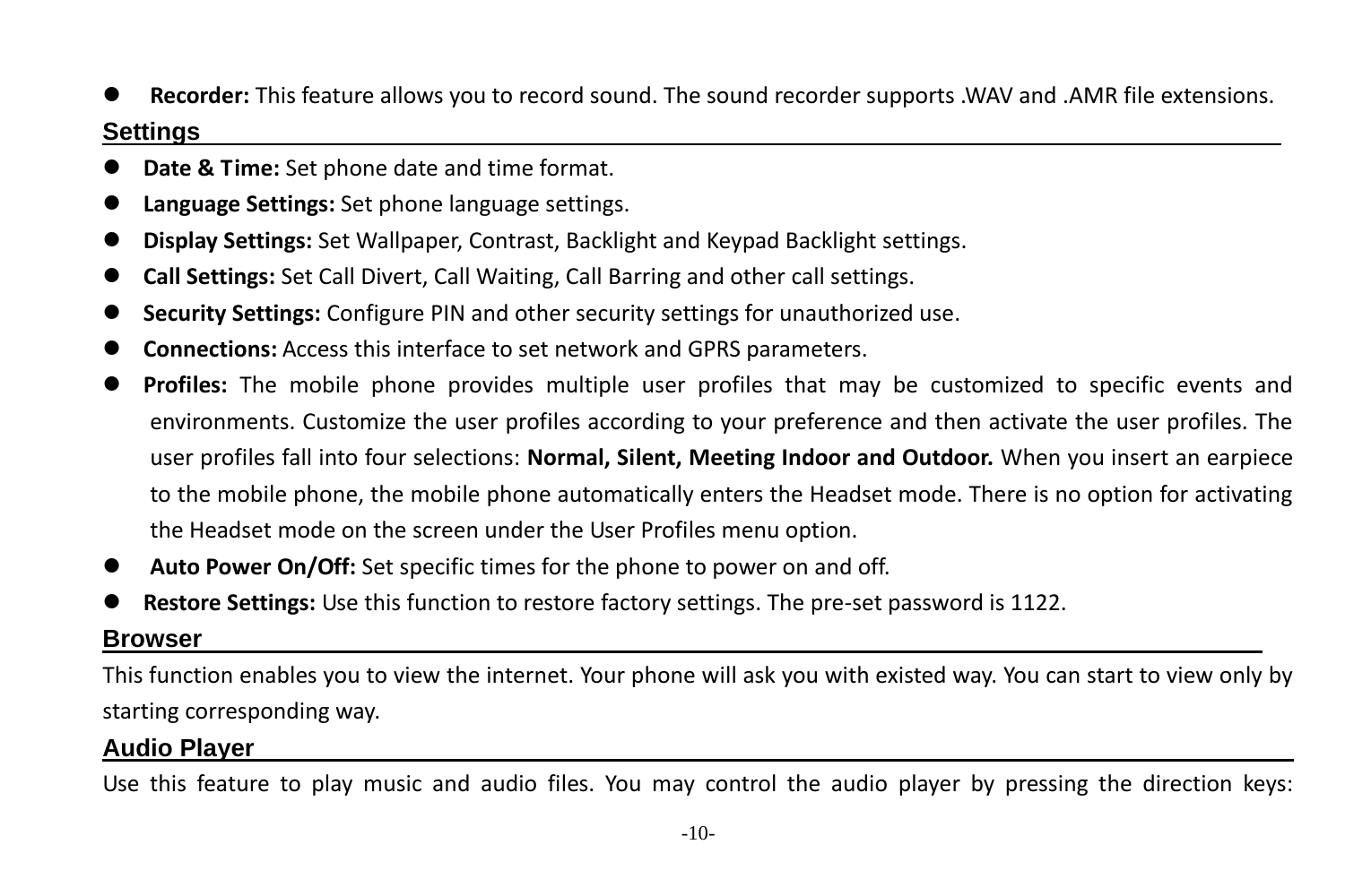- **Recorder:** This feature allows you to record sound. The sound recorder supports .WAV and .AMR file extensions.

## Settings

- **Date & Time:** Set phone date and time format.
- **Language Settings:** Set phone language settings.
- **Display Settings:** Set Wallpaper, Contrast, Backlight and Keypad Backlight settings.
- **Call Settings:** Set Call Divert, Call Waiting, Call Barring and other call settings.
- **Security Settings:** Configure PIN and other security settings for unauthorized use.
- **Connections:** Access this interface to set network and GPRS parameters.
- **Profiles:** The mobile phone provides multiple user profiles that may be customized to specific events and environments. Customize the user profiles according to your preference and then activate the user profiles. The user profiles fall into four selections: **Normal, Silent, Meeting Indoor and Outdoor.** When you insert an earpiece to the mobile phone, the mobile phone automatically enters the Headset mode. There is no option for activating the Headset mode on the screen under the User Profiles menu option.
- **Auto Power On/Off:** Set specific times for the phone to power on and off.
- **Restore Settings:** Use this function to restore factory settings. The pre-set password is 1122.

## Browser

This function enables you to view the internet. Your phone will ask you with existed way. You can start to view only by starting corresponding way.

## Audio Player

Use this feature to play music and audio files. You may control the audio player by pressing the direction keys: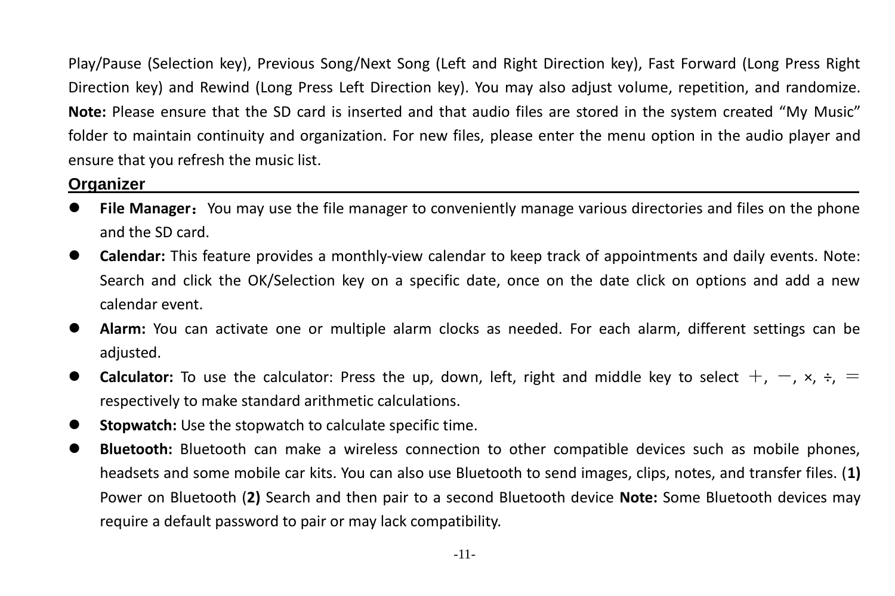Play/Pause (Selection key), Previous Song/Next Song (Left and Right Direction key), Fast Forward (Long Press Right Direction key) and Rewind (Long Press Left Direction key). You may also adjust volume, repetition, and randomize. **Note:** Please ensure that the SD card is inserted and that audio files are stored in the system created “My Music” folder to maintain continuity and organization. For new files, please enter the menu option in the audio player and ensure that you refresh the music list.

## Organizer

- **File Manager：** You may use the file manager to conveniently manage various directories and files on the phone and the SD card.
- **Calendar:** This feature provides a monthly-view calendar to keep track of appointments and daily events. Note: Search and click the OK/Selection key on a specific date, once on the date click on options and add a new calendar event.
- **Alarm:** You can activate one or multiple alarm clocks as needed. For each alarm, different settings can be adjusted.
- **Calculator:** To use the calculator: Press the up, down, left, right and middle key to select ＋, －, ×, ÷, ＝ respectively to make standard arithmetic calculations.
- **Stopwatch:** Use the stopwatch to calculate specific time.
- **Bluetooth:** Bluetooth can make a wireless connection to other compatible devices such as mobile phones, headsets and some mobile car kits. You can also use Bluetooth to send images, clips, notes, and transfer files. (**1)** Power on Bluetooth (**2)** Search and then pair to a second Bluetooth device **Note:** Some Bluetooth devices may require a default password to pair or may lack compatibility.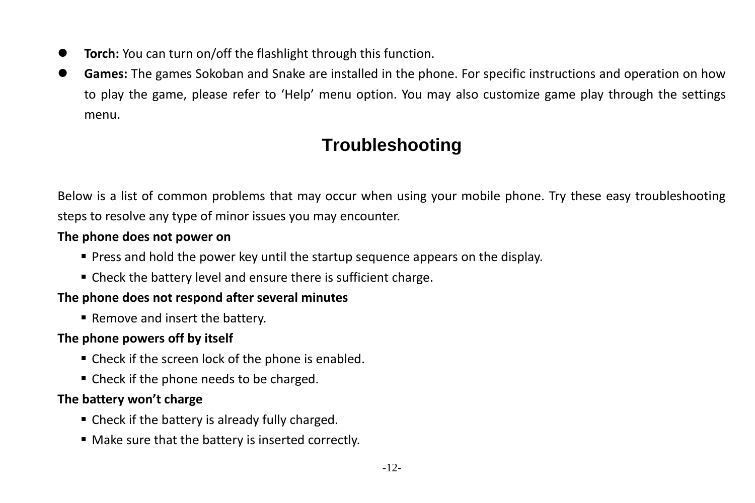- **Torch:** You can turn on/off the flashlight through this function.
- **Games:** The games Sokoban and Snake are installed in the phone. For specific instructions and operation on how to play the game, please refer to 'Help' menu option. You may also customize game play through the settings menu.

## Troubleshooting

Below is a list of common problems that may occur when using your mobile phone. Try these easy troubleshooting steps to resolve any type of minor issues you may encounter.

**The phone does not power on**

- Press and hold the power key until the startup sequence appears on the display.
- Check the battery level and ensure there is sufficient charge.

**The phone does not respond after several minutes**

- Remove and insert the battery.

**The phone powers off by itself**

- Check if the screen lock of the phone is enabled.
- Check if the phone needs to be charged.

**The battery won't charge**

- Check if the battery is already fully charged.
- Make sure that the battery is inserted correctly.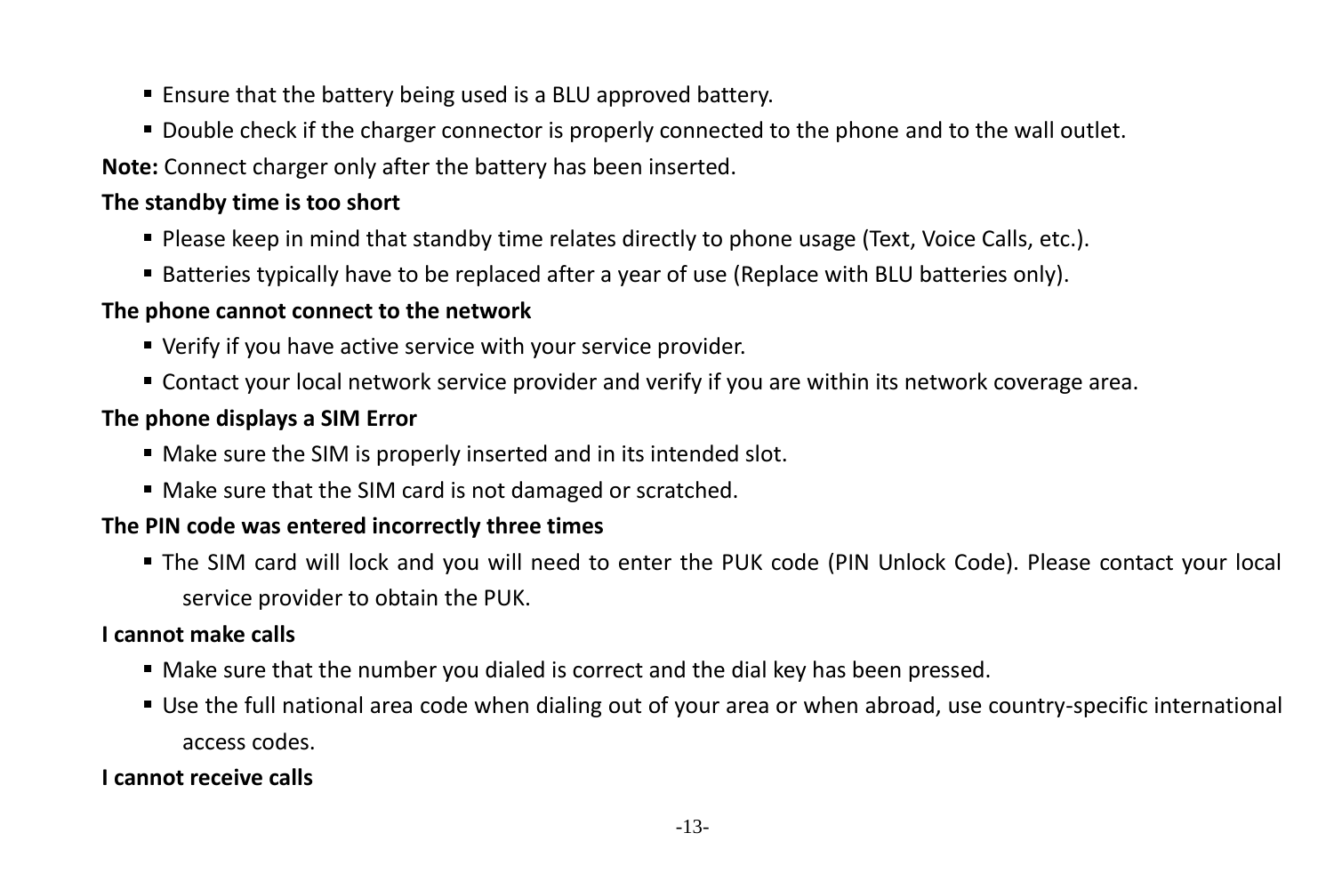- Ensure that the battery being used is a BLU approved battery.
- Double check if the charger connector is properly connected to the phone and to the wall outlet.

**Note:** Connect charger only after the battery has been inserted.

**The standby time is too short**

- Please keep in mind that standby time relates directly to phone usage (Text, Voice Calls, etc.).
- Batteries typically have to be replaced after a year of use (Replace with BLU batteries only).

**The phone cannot connect to the network**

- Verify if you have active service with your service provider.
- Contact your local network service provider and verify if you are within its network coverage area.

**The phone displays a SIM Error**

- Make sure the SIM is properly inserted and in its intended slot.
- Make sure that the SIM card is not damaged or scratched.

**The PIN code was entered incorrectly three times**

- The SIM card will lock and you will need to enter the PUK code (PIN Unlock Code). Please contact your local service provider to obtain the PUK.

**I cannot make calls**

- Make sure that the number you dialed is correct and the dial key has been pressed.
- Use the full national area code when dialing out of your area or when abroad, use country-specific international access codes.

**I cannot receive calls**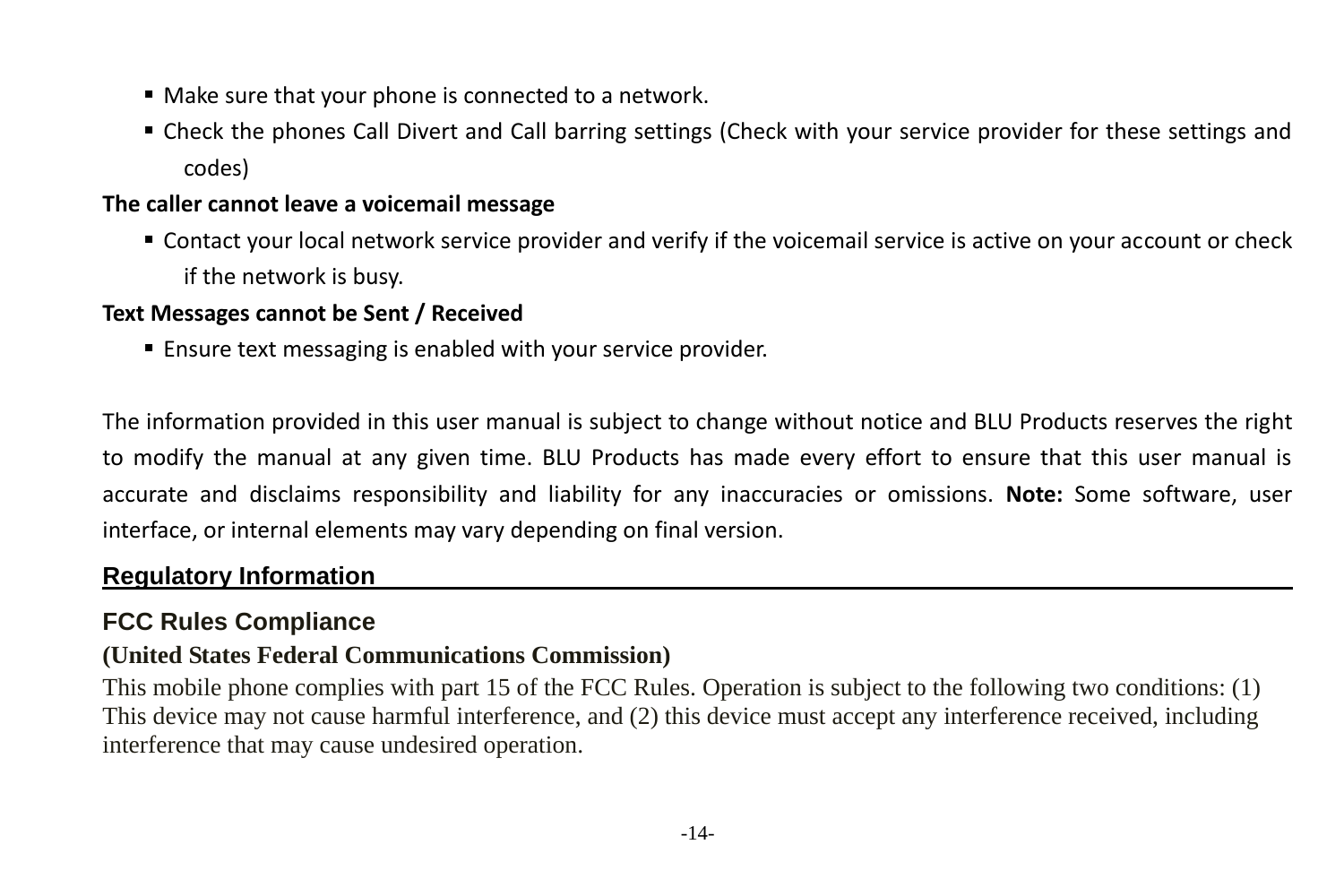- Make sure that your phone is connected to a network.
- Check the phones Call Divert and Call barring settings (Check with your service provider for these settings and codes)

**The caller cannot leave a voicemail message**

- Contact your local network service provider and verify if the voicemail service is active on your account or check if the network is busy.

**Text Messages cannot be Sent / Received**

- Ensure text messaging is enabled with your service provider.

The information provided in this user manual is subject to change without notice and BLU Products reserves the right to modify the manual at any given time. BLU Products has made every effort to ensure that this user manual is accurate and disclaims responsibility and liability for any inaccuracies or omissions. **Note:** Some software, user interface, or internal elements may vary depending on final version.

## Regulatory Information

### FCC Rules Compliance

**(United States Federal Communications Commission)**

This mobile phone complies with part 15 of the FCC Rules. Operation is subject to the following two conditions: (1) This device may not cause harmful interference, and (2) this device must accept any interference received, including interference that may cause undesired operation.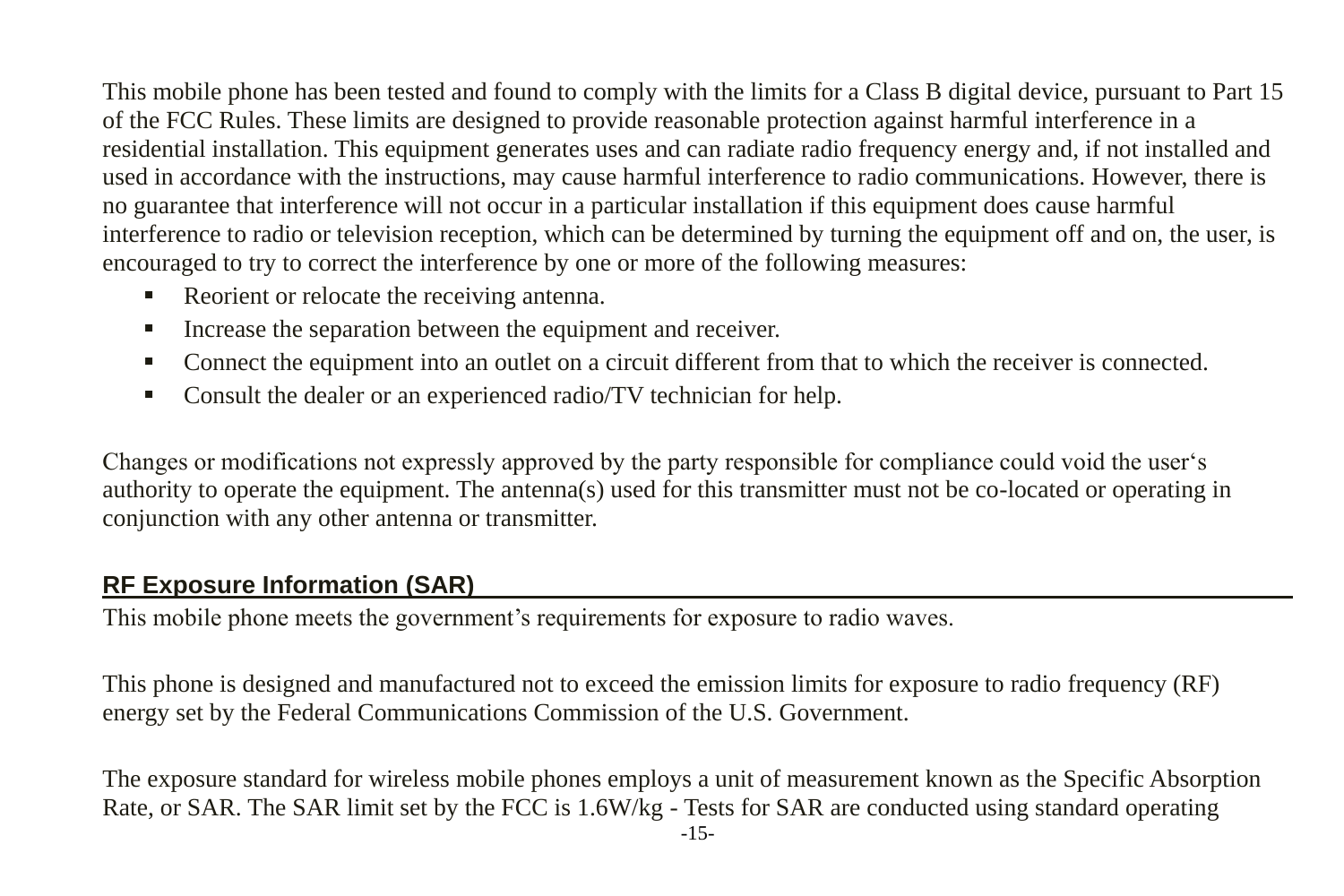This mobile phone has been tested and found to comply with the limits for a Class B digital device, pursuant to Part 15 of the FCC Rules. These limits are designed to provide reasonable protection against harmful interference in a residential installation. This equipment generates uses and can radiate radio frequency energy and, if not installed and used in accordance with the instructions, may cause harmful interference to radio communications. However, there is no guarantee that interference will not occur in a particular installation if this equipment does cause harmful interference to radio or television reception, which can be determined by turning the equipment off and on, the user, is encouraged to try to correct the interference by one or more of the following measures:

- Reorient or relocate the receiving antenna.
- Increase the separation between the equipment and receiver.
- Connect the equipment into an outlet on a circuit different from that to which the receiver is connected.
- Consult the dealer or an experienced radio/TV technician for help.

Changes or modifications not expressly approved by the party responsible for compliance could void the user's authority to operate the equipment. The antenna(s) used for this transmitter must not be co-located or operating in conjunction with any other antenna or transmitter.

## RF Exposure Information (SAR)

This mobile phone meets the government's requirements for exposure to radio waves.

This phone is designed and manufactured not to exceed the emission limits for exposure to radio frequency (RF) energy set by the Federal Communications Commission of the U.S. Government.

The exposure standard for wireless mobile phones employs a unit of measurement known as the Specific Absorption Rate, or SAR. The SAR limit set by the FCC is 1.6W/kg - Tests for SAR are conducted using standard operating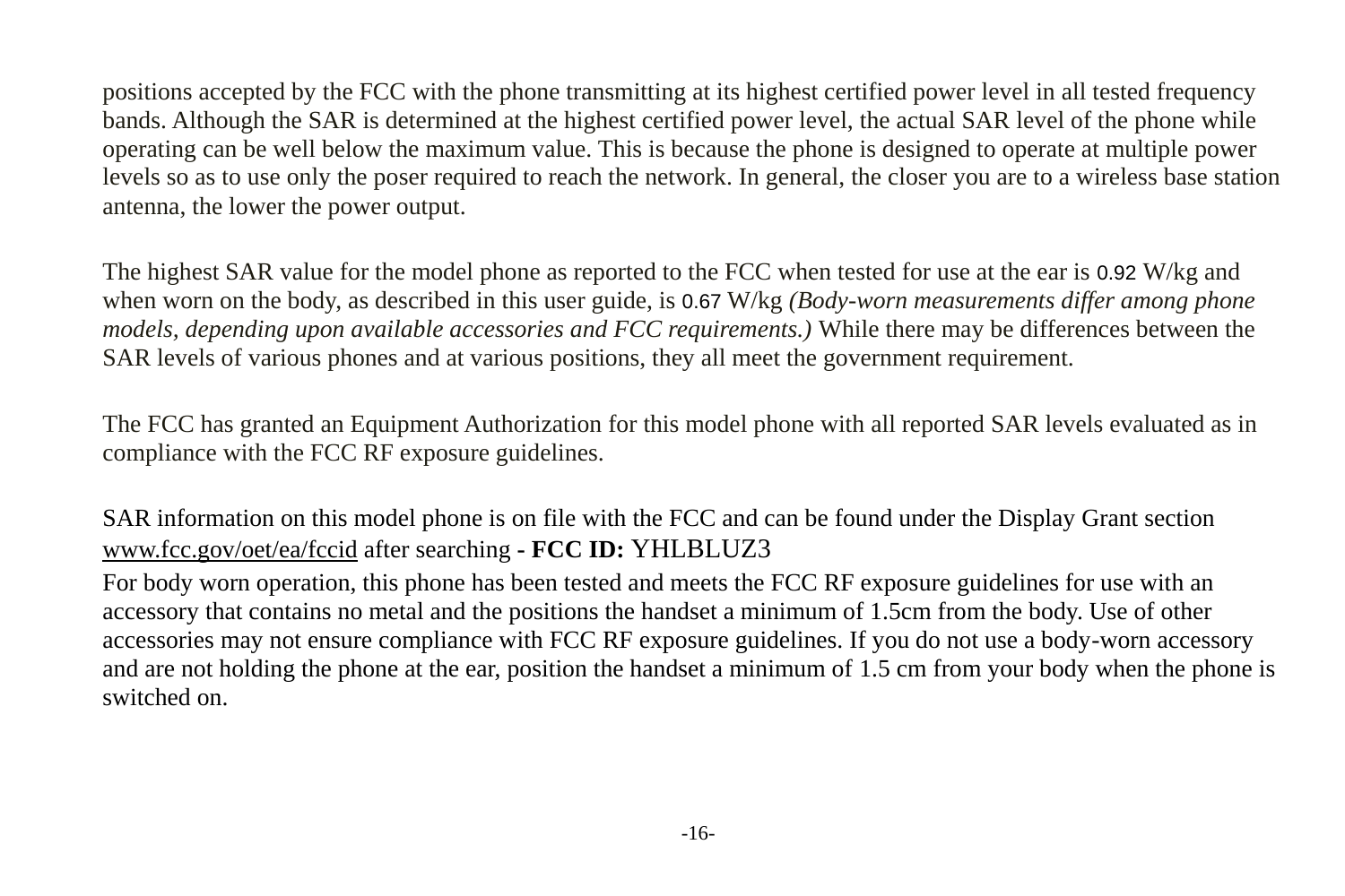positions accepted by the FCC with the phone transmitting at its highest certified power level in all tested frequency bands. Although the SAR is determined at the highest certified power level, the actual SAR level of the phone while operating can be well below the maximum value. This is because the phone is designed to operate at multiple power levels so as to use only the poser required to reach the network. In general, the closer you are to a wireless base station antenna, the lower the power output.

The highest SAR value for the model phone as reported to the FCC when tested for use at the ear is 0.92 W/kg and when worn on the body, as described in this user guide, is 0.67 W/kg *(Body-worn measurements differ among phone models, depending upon available accessories and FCC requirements.)* While there may be differences between the SAR levels of various phones and at various positions, they all meet the government requirement.

The FCC has granted an Equipment Authorization for this model phone with all reported SAR levels evaluated as in compliance with the FCC RF exposure guidelines.

SAR information on this model phone is on file with the FCC and can be found under the Display Grant section www.fcc.gov/oet/ea/fccid after searching **- FCC ID:** YHLBLUZ3

For body worn operation, this phone has been tested and meets the FCC RF exposure guidelines for use with an accessory that contains no metal and the positions the handset a minimum of 1.5cm from the body. Use of other accessories may not ensure compliance with FCC RF exposure guidelines. If you do not use a body-worn accessory and are not holding the phone at the ear, position the handset a minimum of 1.5 cm from your body when the phone is switched on.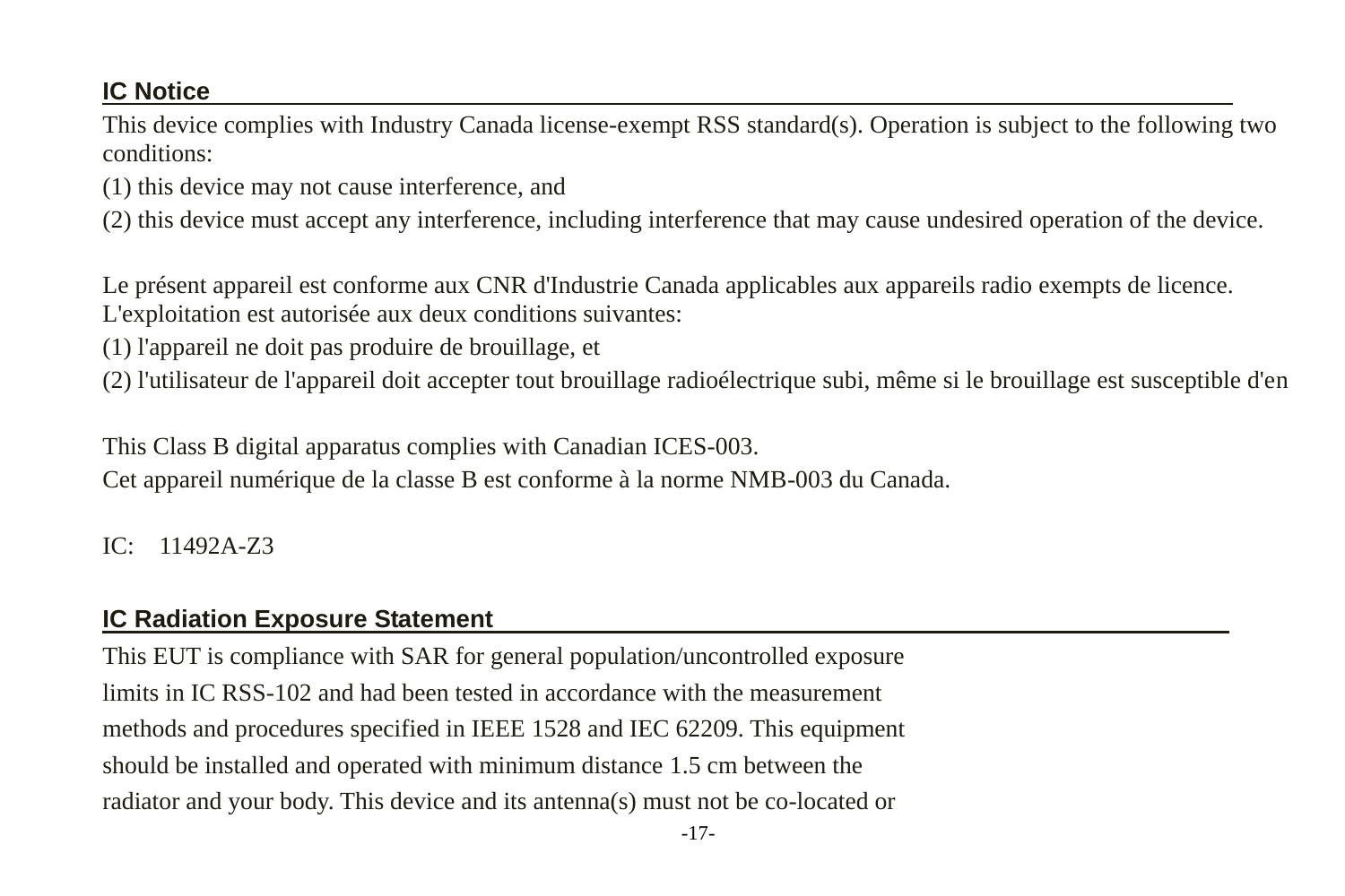## IC Notice

This device complies with Industry Canada license-exempt RSS standard(s). Operation is subject to the following two conditions:

(1) this device may not cause interference, and

(2) this device must accept any interference, including interference that may cause undesired operation of the device.

Le présent appareil est conforme aux CNR d'Industrie Canada applicables aux appareils radio exempts de licence. L'exploitation est autorisée aux deux conditions suivantes:

(1) l'appareil ne doit pas produire de brouillage, et

(2) l'utilisateur de l'appareil doit accepter tout brouillage radioélectrique subi, même si le brouillage est susceptible d'en

This Class B digital apparatus complies with Canadian ICES-003.

Cet appareil numérique de la classe B est conforme à la norme NMB-003 du Canada.

IC: 11492A-Z3

## IC Radiation Exposure Statement

This EUT is compliance with SAR for general population/uncontrolled exposure limits in IC RSS-102 and had been tested in accordance with the measurement methods and procedures specified in IEEE 1528 and IEC 62209. This equipment should be installed and operated with minimum distance 1.5 cm between the radiator and your body. This device and its antenna(s) must not be co-located or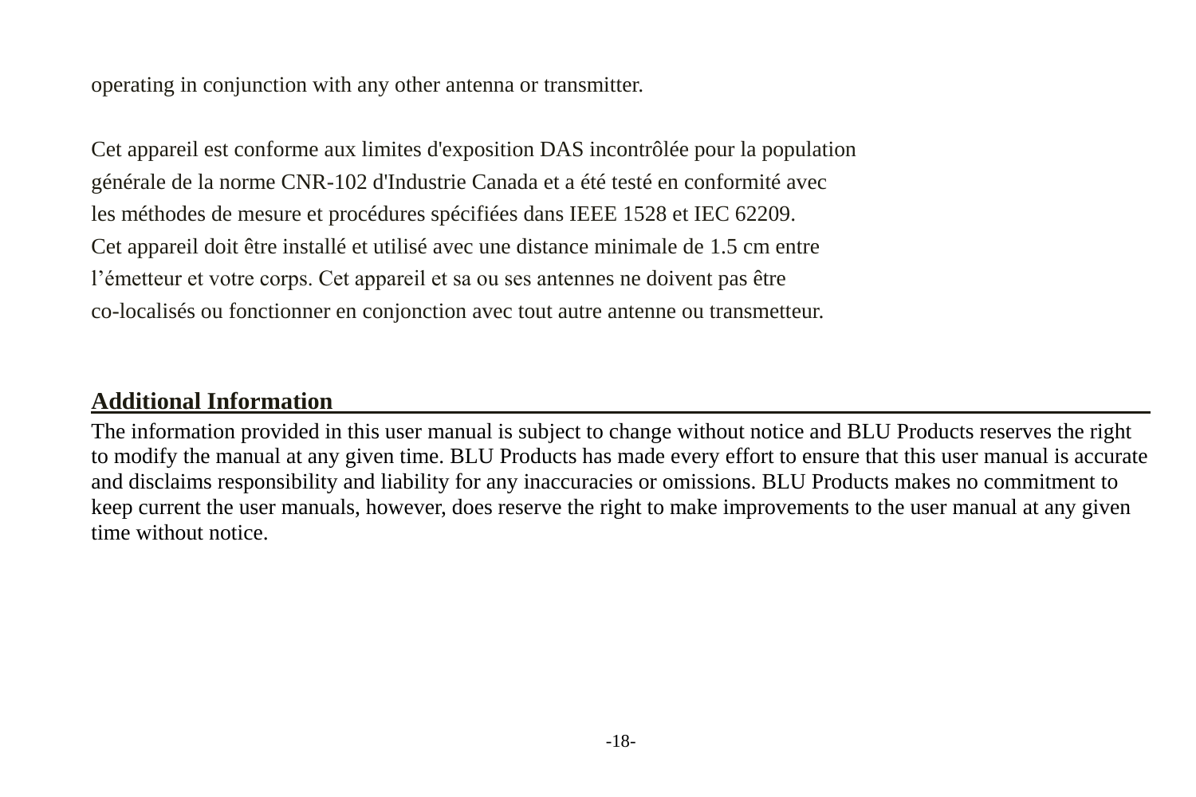operating in conjunction with any other antenna or transmitter.

Cet appareil est conforme aux limites d'exposition DAS incontrôlée pour la population générale de la norme CNR-102 d'Industrie Canada et a été testé en conformité avec les méthodes de mesure et procédures spécifiées dans IEEE 1528 et IEC 62209. Cet appareil doit être installé et utilisé avec une distance minimale de 1.5 cm entre l’émetteur et votre corps. Cet appareil et sa ou ses antennes ne doivent pas être co-localisés ou fonctionner en conjonction avec tout autre antenne ou transmetteur.

## Additional Information

The information provided in this user manual is subject to change without notice and BLU Products reserves the right to modify the manual at any given time. BLU Products has made every effort to ensure that this user manual is accurate and disclaims responsibility and liability for any inaccuracies or omissions. BLU Products makes no commitment to keep current the user manuals, however, does reserve the right to make improvements to the user manual at any given time without notice.